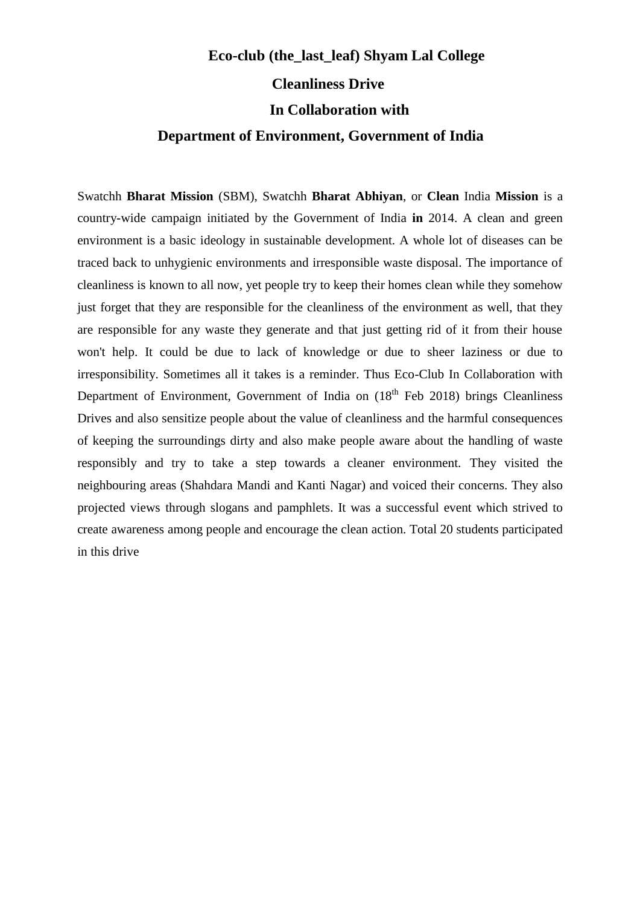**Eco-club (the_last_leaf) Shyam Lal College**

**Cleanliness Drive**

**In Collaboration with**

**Department of Environment, Government of India**

Swatchh **Bharat Mission** (SBM), Swatchh **Bharat Abhiyan**, or **Clean** India **Mission** is a country-wide campaign initiated by the Government of India **in** 2014. A clean and green environment is a basic ideology in sustainable development. A whole lot of diseases can be traced back to unhygienic environments and irresponsible waste disposal. The importance of cleanliness is known to all now, yet people try to keep their homes clean while they somehow just forget that they are responsible for the cleanliness of the environment as well, that they are responsible for any waste they generate and that just getting rid of it from their house won't help. It could be due to lack of knowledge or due to sheer laziness or due to irresponsibility. Sometimes all it takes is a reminder. Thus Eco-Club In Collaboration with Department of Environment, Government of India on ($18^{th}$ Feb 2018) brings Cleanliness Drives and also sensitize people about the value of cleanliness and the harmful consequences of keeping the surroundings dirty and also make people aware about the handling of waste responsibly and try to take a step towards a cleaner environment. They visited the neighbouring areas (Shahdara Mandi and Kanti Nagar) and voiced their concerns. They also projected views through slogans and pamphlets. It was a successful event which strived to create awareness among people and encourage the clean action. Total 20 students participated in this drive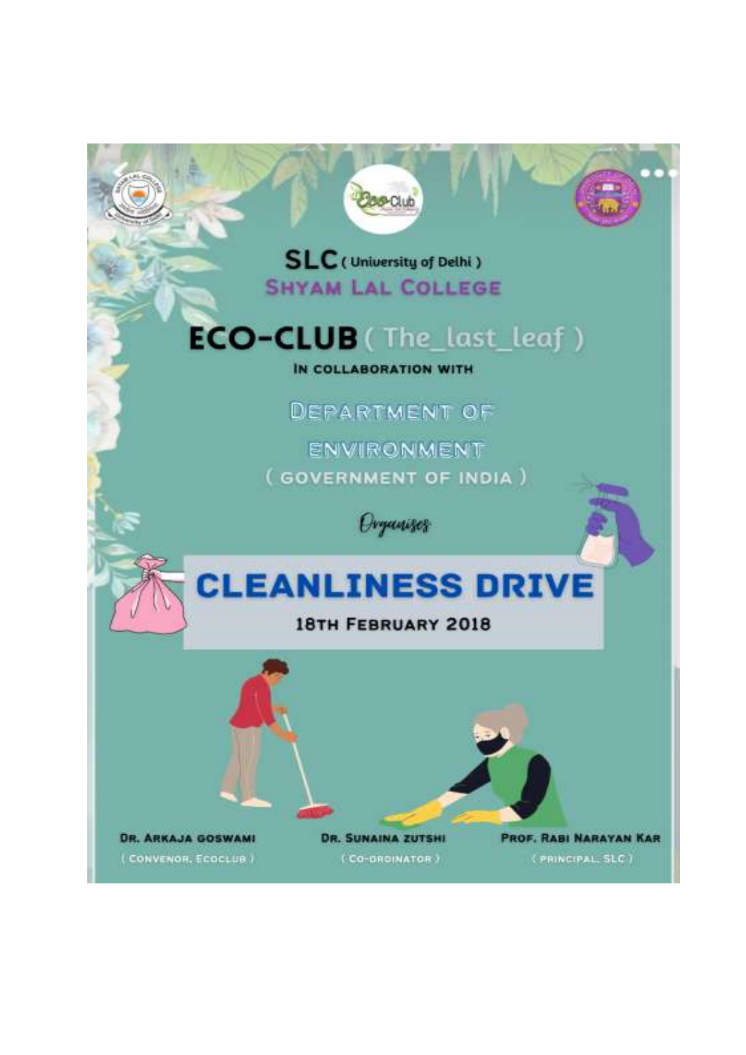SLC ( University of Delhi )

SHYAM LAL COLLEGE

# ECO-CLUB ( The_last_leaf )

IN COLLABORATION WITH

DEPARTMENT OF ENVIRONMENT

( GOVERNMENT OF INDIA )

*Organises*

# CLEANLINESS DRIVE

18TH FEBRUARY 2018

DR. ARKAJA GOSWAMI
( CONVENOR, ECOCLUB )

DR. SUNAINA ZUTSHI
( CO-ORDINATOR )

PROF. RABI NARAYAN KAR
( PRINCIPAL, SLC )